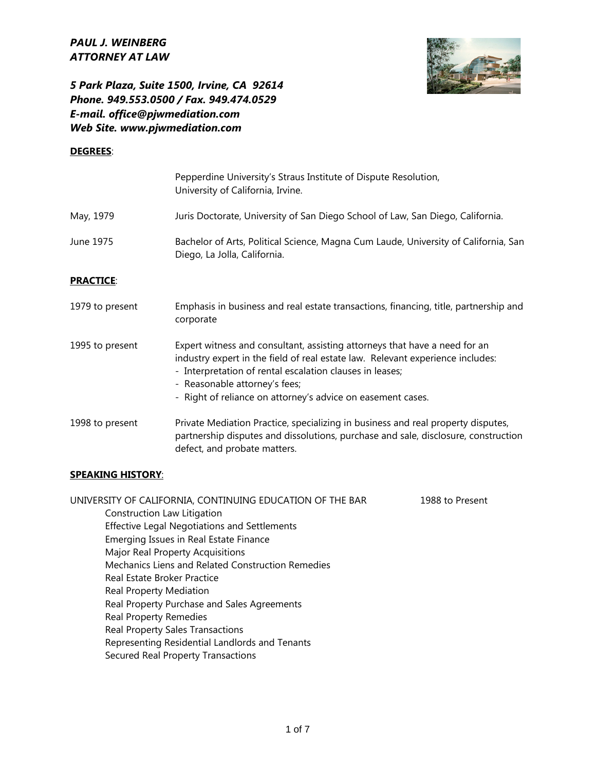***PAUL J. WEINBERG***
***ATTORNEY AT LAW***

***5 Park Plaza, Suite 1500, Irvine, CA 92614***
***Phone. 949.553.0500 / Fax. 949.474.0529***
***E-mail. office@pjwmediation.com***
***Web Site. www.pjwmediation.com***

**DEGREES**:

| | |
|---|---|
| | Pepperdine University's Straus Institute of Dispute Resolution, University of California, Irvine. |
| May, 1979 | Juris Doctorate, University of San Diego School of Law, San Diego, California. |
| June 1975 | Bachelor of Arts, Political Science, Magna Cum Laude, University of California, San Diego, La Jolla, California. |

**PRACTICE**:

| | |
|---|---|
| 1979 to present | Emphasis in business and real estate transactions, financing, title, partnership and corporate |
| 1995 to present | Expert witness and consultant, assisting attorneys that have a need for an industry expert in the field of real estate law. Relevant experience includes:<br>- Interpretation of rental escalation clauses in leases;<br>- Reasonable attorney's fees;<br>- Right of reliance on attorney's advice on easement cases. |
| 1998 to present | Private Mediation Practice, specializing in business and real property disputes, partnership disputes and dissolutions, purchase and sale, disclosure, construction defect, and probate matters. |

**SPEAKING HISTORY**:

UNIVERSITY OF CALIFORNIA, CONTINUING EDUCATION OF THE BAR — 1988 to Present

- Construction Law Litigation
- Effective Legal Negotiations and Settlements
- Emerging Issues in Real Estate Finance
- Major Real Property Acquisitions
- Mechanics Liens and Related Construction Remedies
- Real Estate Broker Practice
- Real Property Mediation
- Real Property Purchase and Sales Agreements
- Real Property Remedies
- Real Property Sales Transactions
- Representing Residential Landlords and Tenants
- Secured Real Property Transactions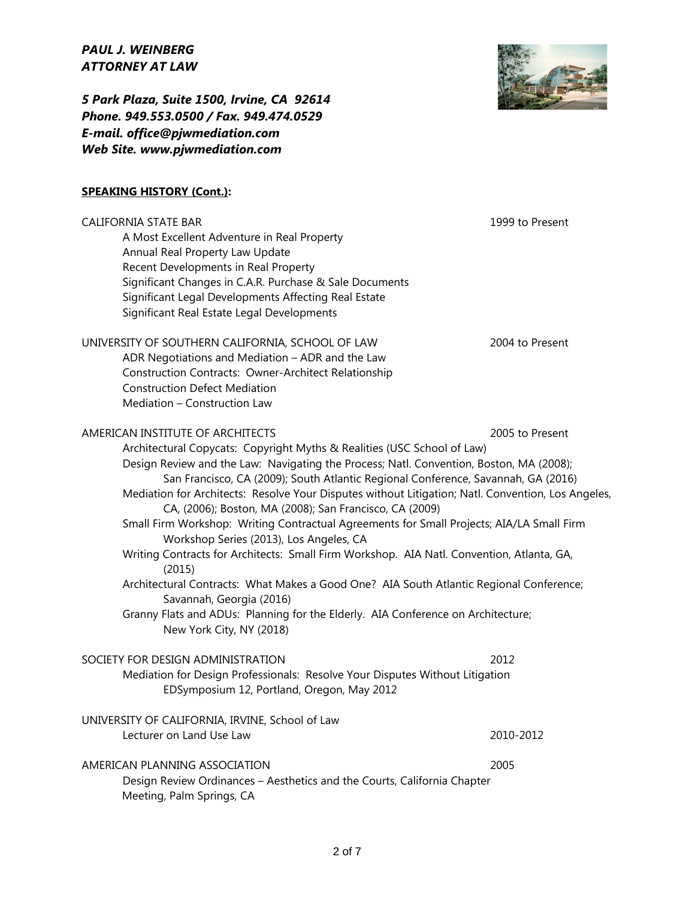***PAUL J. WEINBERG***
***ATTORNEY AT LAW***

***5 Park Plaza, Suite 1500, Irvine, CA 92614***
***Phone. 949.553.0500 / Fax. 949.474.0529***
***E-mail. office@pjwmediation.com***
***Web Site. www.pjwmediation.com***

**SPEAKING HISTORY (Cont.):**

CALIFORNIA STATE BAR — 1999 to Present

- A Most Excellent Adventure in Real Property
- Annual Real Property Law Update
- Recent Developments in Real Property
- Significant Changes in C.A.R. Purchase & Sale Documents
- Significant Legal Developments Affecting Real Estate
- Significant Real Estate Legal Developments

UNIVERSITY OF SOUTHERN CALIFORNIA, SCHOOL OF LAW — 2004 to Present

- ADR Negotiations and Mediation – ADR and the Law
- Construction Contracts: Owner-Architect Relationship
- Construction Defect Mediation
- Mediation – Construction Law

AMERICAN INSTITUTE OF ARCHITECTS — 2005 to Present

- Architectural Copycats: Copyright Myths & Realities (USC School of Law)
- Design Review and the Law: Navigating the Process; Natl. Convention, Boston, MA (2008); San Francisco, CA (2009); South Atlantic Regional Conference, Savannah, GA (2016)
- Mediation for Architects: Resolve Your Disputes without Litigation; Natl. Convention, Los Angeles, CA, (2006); Boston, MA (2008); San Francisco, CA (2009)
- Small Firm Workshop: Writing Contractual Agreements for Small Projects; AIA/LA Small Firm Workshop Series (2013), Los Angeles, CA
- Writing Contracts for Architects: Small Firm Workshop. AIA Natl. Convention, Atlanta, GA, (2015)
- Architectural Contracts: What Makes a Good One? AIA South Atlantic Regional Conference; Savannah, Georgia (2016)
- Granny Flats and ADUs: Planning for the Elderly. AIA Conference on Architecture; New York City, NY (2018)

SOCIETY FOR DESIGN ADMINISTRATION — 2012

- Mediation for Design Professionals: Resolve Your Disputes Without Litigation EDSymposium 12, Portland, Oregon, May 2012

UNIVERSITY OF CALIFORNIA, IRVINE, School of Law

- Lecturer on Land Use Law — 2010-2012

AMERICAN PLANNING ASSOCIATION — 2005

- Design Review Ordinances – Aesthetics and the Courts, California Chapter Meeting, Palm Springs, CA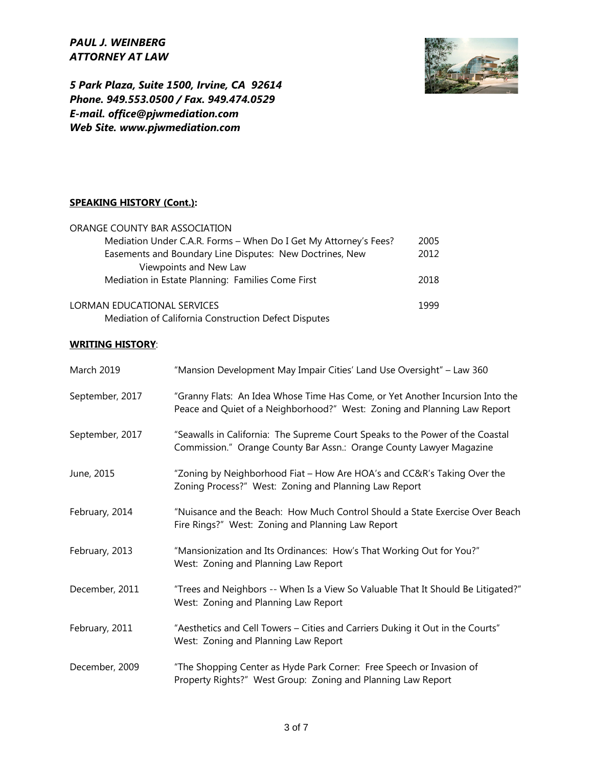***PAUL J. WEINBERG***
***ATTORNEY AT LAW***

***5 Park Plaza, Suite 1500, Irvine, CA 92614***
***Phone. 949.553.0500 / Fax. 949.474.0529***
***E-mail. office@pjwmediation.com***
***Web Site. www.pjwmediation.com***

**SPEAKING HISTORY (Cont.):**

ORANGE COUNTY BAR ASSOCIATION

| | |
|---|---|
| Mediation Under C.A.R. Forms – When Do I Get My Attorney's Fees? | 2005 |
| Easements and Boundary Line Disputes: New Doctrines, New Viewpoints and New Law | 2012 |
| Mediation in Estate Planning: Families Come First | 2018 |

LORMAN EDUCATIONAL SERVICES — 1999

Mediation of California Construction Defect Disputes

**WRITING HISTORY**:

| | |
|---|---|
| March 2019 | "Mansion Development May Impair Cities' Land Use Oversight" – Law 360 |
| September, 2017 | "Granny Flats: An Idea Whose Time Has Come, or Yet Another Incursion Into the Peace and Quiet of a Neighborhood?" West: Zoning and Planning Law Report |
| September, 2017 | "Seawalls in California: The Supreme Court Speaks to the Power of the Coastal Commission." Orange County Bar Assn.: Orange County Lawyer Magazine |
| June, 2015 | "Zoning by Neighborhood Fiat – How Are HOA's and CC&R's Taking Over the Zoning Process?" West: Zoning and Planning Law Report |
| February, 2014 | "Nuisance and the Beach: How Much Control Should a State Exercise Over Beach Fire Rings?" West: Zoning and Planning Law Report |
| February, 2013 | "Mansionization and Its Ordinances: How's That Working Out for You?" West: Zoning and Planning Law Report |
| December, 2011 | "Trees and Neighbors -- When Is a View So Valuable That It Should Be Litigated?" West: Zoning and Planning Law Report |
| February, 2011 | "Aesthetics and Cell Towers – Cities and Carriers Duking it Out in the Courts" West: Zoning and Planning Law Report |
| December, 2009 | "The Shopping Center as Hyde Park Corner: Free Speech or Invasion of Property Rights?" West Group: Zoning and Planning Law Report |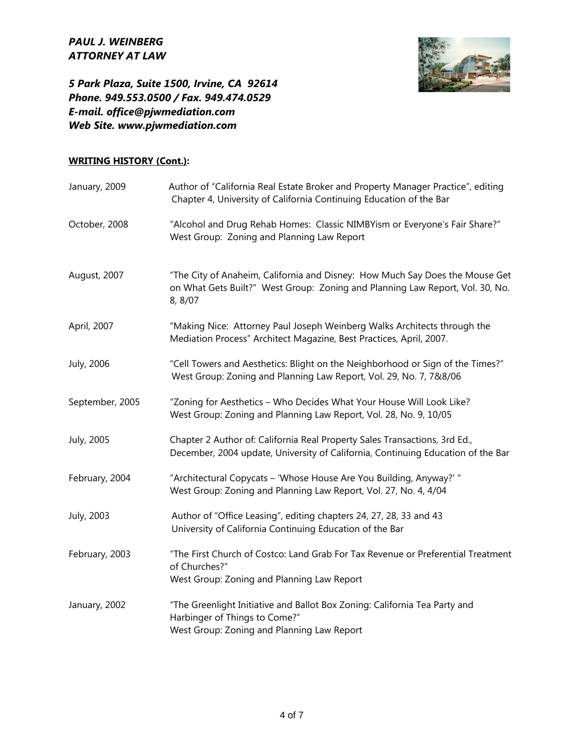***PAUL J. WEINBERG***
***ATTORNEY AT LAW***

***5 Park Plaza, Suite 1500, Irvine, CA 92614***
***Phone. 949.553.0500 / Fax. 949.474.0529***
***E-mail. office@pjwmediation.com***
***Web Site. www.pjwmediation.com***

**<u>WRITING HISTORY (Cont.):</u>**

| | |
|---|---|
| January, 2009 | Author of "California Real Estate Broker and Property Manager Practice", editing Chapter 4, University of California Continuing Education of the Bar |
| October, 2008 | "Alcohol and Drug Rehab Homes: Classic NIMBYism or Everyone's Fair Share?" West Group: Zoning and Planning Law Report |
| August, 2007 | "The City of Anaheim, California and Disney: How Much Say Does the Mouse Get on What Gets Built?" West Group: Zoning and Planning Law Report, Vol. 30, No. 8, 8/07 |
| April, 2007 | "Making Nice: Attorney Paul Joseph Weinberg Walks Architects through the Mediation Process" Architect Magazine, Best Practices, April, 2007. |
| July, 2006 | "Cell Towers and Aesthetics: Blight on the Neighborhood or Sign of the Times?" West Group: Zoning and Planning Law Report, Vol. 29, No. 7, 7&8/06 |
| September, 2005 | "Zoning for Aesthetics – Who Decides What Your House Will Look Like? West Group: Zoning and Planning Law Report, Vol. 28, No. 9, 10/05 |
| July, 2005 | Chapter 2 Author of: California Real Property Sales Transactions, 3rd Ed., December, 2004 update, University of California, Continuing Education of the Bar |
| February, 2004 | "Architectural Copycats – 'Whose House Are You Building, Anyway?' " West Group: Zoning and Planning Law Report, Vol. 27, No. 4, 4/04 |
| July, 2003 | Author of "Office Leasing", editing chapters 24, 27, 28, 33 and 43 University of California Continuing Education of the Bar |
| February, 2003 | "The First Church of Costco: Land Grab For Tax Revenue or Preferential Treatment of Churches?" West Group: Zoning and Planning Law Report |
| January, 2002 | "The Greenlight Initiative and Ballot Box Zoning: California Tea Party and Harbinger of Things to Come?" West Group: Zoning and Planning Law Report |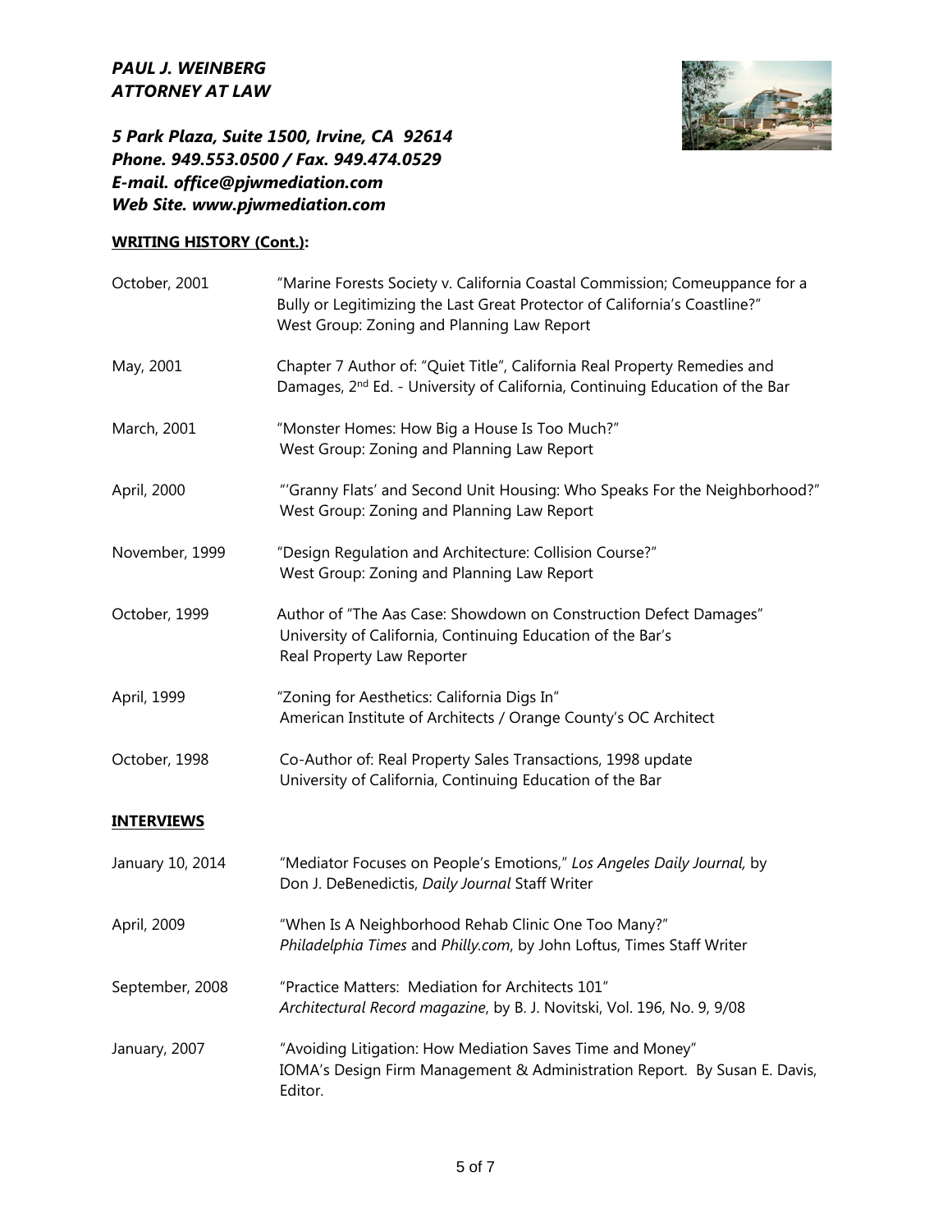***PAUL J. WEINBERG***
***ATTORNEY AT LAW***

***5 Park Plaza, Suite 1500, Irvine, CA  92614***
***Phone. 949.553.0500 / Fax. 949.474.0529***
***E-mail. office@pjwmediation.com***
***Web Site. www.pjwmediation.com***

**WRITING HISTORY (Cont.):**

| | |
|---|---|
| October, 2001 | "Marine Forests Society v. California Coastal Commission; Comeuppance for a Bully or Legitimizing the Last Great Protector of California's Coastline?" West Group: Zoning and Planning Law Report |
| May, 2001 | Chapter 7 Author of: "Quiet Title", California Real Property Remedies and Damages, 2nd Ed. - University of California, Continuing Education of the Bar |
| March, 2001 | "Monster Homes: How Big a House Is Too Much?" West Group: Zoning and Planning Law Report |
| April, 2000 | "'Granny Flats' and Second Unit Housing: Who Speaks For the Neighborhood?" West Group: Zoning and Planning Law Report |
| November, 1999 | "Design Regulation and Architecture: Collision Course?" West Group: Zoning and Planning Law Report |
| October, 1999 | Author of "The Aas Case: Showdown on Construction Defect Damages" University of California, Continuing Education of the Bar's Real Property Law Reporter |
| April, 1999 | "Zoning for Aesthetics: California Digs In" American Institute of Architects / Orange County's OC Architect |
| October, 1998 | Co-Author of: Real Property Sales Transactions, 1998 update University of California, Continuing Education of the Bar |

**INTERVIEWS**

| | |
|---|---|
| January 10, 2014 | "Mediator Focuses on People's Emotions," *Los Angeles Daily Journal,* by Don J. DeBenedictis, *Daily Journal* Staff Writer |
| April, 2009 | "When Is A Neighborhood Rehab Clinic One Too Many?" *Philadelphia Times* and *Philly.com*, by John Loftus, Times Staff Writer |
| September, 2008 | "Practice Matters:  Mediation for Architects 101" *Architectural Record magazine*, by B. J. Novitski, Vol. 196, No. 9, 9/08 |
| January, 2007 | "Avoiding Litigation: How Mediation Saves Time and Money" IOMA's Design Firm Management & Administration Report.  By Susan E. Davis, Editor. |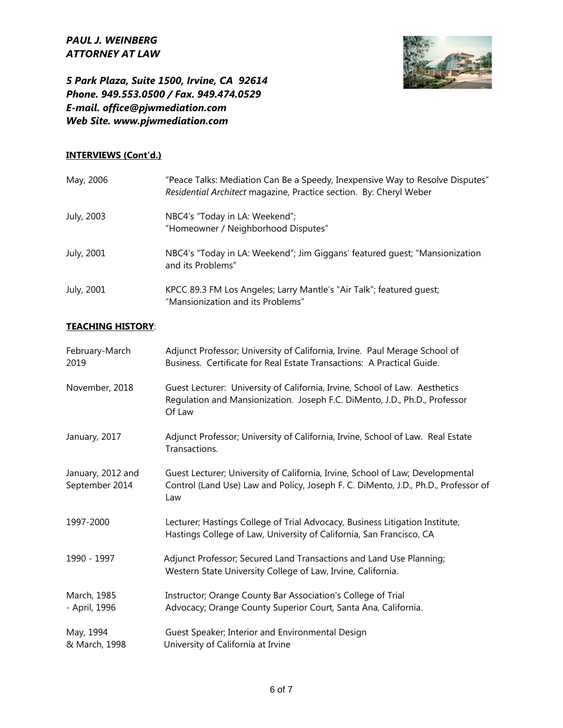***PAUL J. WEINBERG***
***ATTORNEY AT LAW***

***5 Park Plaza, Suite 1500, Irvine, CA 92614***
***Phone. 949.553.0500 / Fax. 949.474.0529***
***E-mail. office@pjwmediation.com***
***Web Site. www.pjwmediation.com***

**INTERVIEWS (Cont'd.)**

| | |
|---|---|
| May, 2006 | "Peace Talks: Mediation Can Be a Speedy, Inexpensive Way to Resolve Disputes" *Residential Architect* magazine, Practice section. By: Cheryl Weber |
| July, 2003 | NBC4's "Today in LA: Weekend"; "Homeowner / Neighborhood Disputes" |
| July, 2001 | NBC4's "Today in LA: Weekend"; Jim Giggans' featured guest; "Mansionization and its Problems" |
| July, 2001 | KPCC 89.3 FM Los Angeles; Larry Mantle's "Air Talk"; featured guest; "Mansionization and its Problems" |

**TEACHING HISTORY**:

| | |
|---|---|
| February-March 2019 | Adjunct Professor; University of California, Irvine. Paul Merage School of Business. Certificate for Real Estate Transactions: A Practical Guide. |
| November, 2018 | Guest Lecturer: University of California, Irvine, School of Law. Aesthetics Regulation and Mansionization. Joseph F.C. DiMento, J.D., Ph.D., Professor Of Law |
| January, 2017 | Adjunct Professor; University of California, Irvine, School of Law. Real Estate Transactions. |
| January, 2012 and September 2014 | Guest Lecturer; University of California, Irvine, School of Law; Developmental Control (Land Use) Law and Policy, Joseph F. C. DiMento, J.D., Ph.D., Professor of Law |
| 1997-2000 | Lecturer; Hastings College of Trial Advocacy, Business Litigation Institute, Hastings College of Law, University of California, San Francisco, CA |
| 1990 - 1997 | Adjunct Professor; Secured Land Transactions and Land Use Planning; Western State University College of Law, Irvine, California. |
| March, 1985 - April, 1996 | Instructor; Orange County Bar Association's College of Trial Advocacy; Orange County Superior Court, Santa Ana, California. |
| May, 1994 & March, 1998 | Guest Speaker; Interior and Environmental Design University of California at Irvine |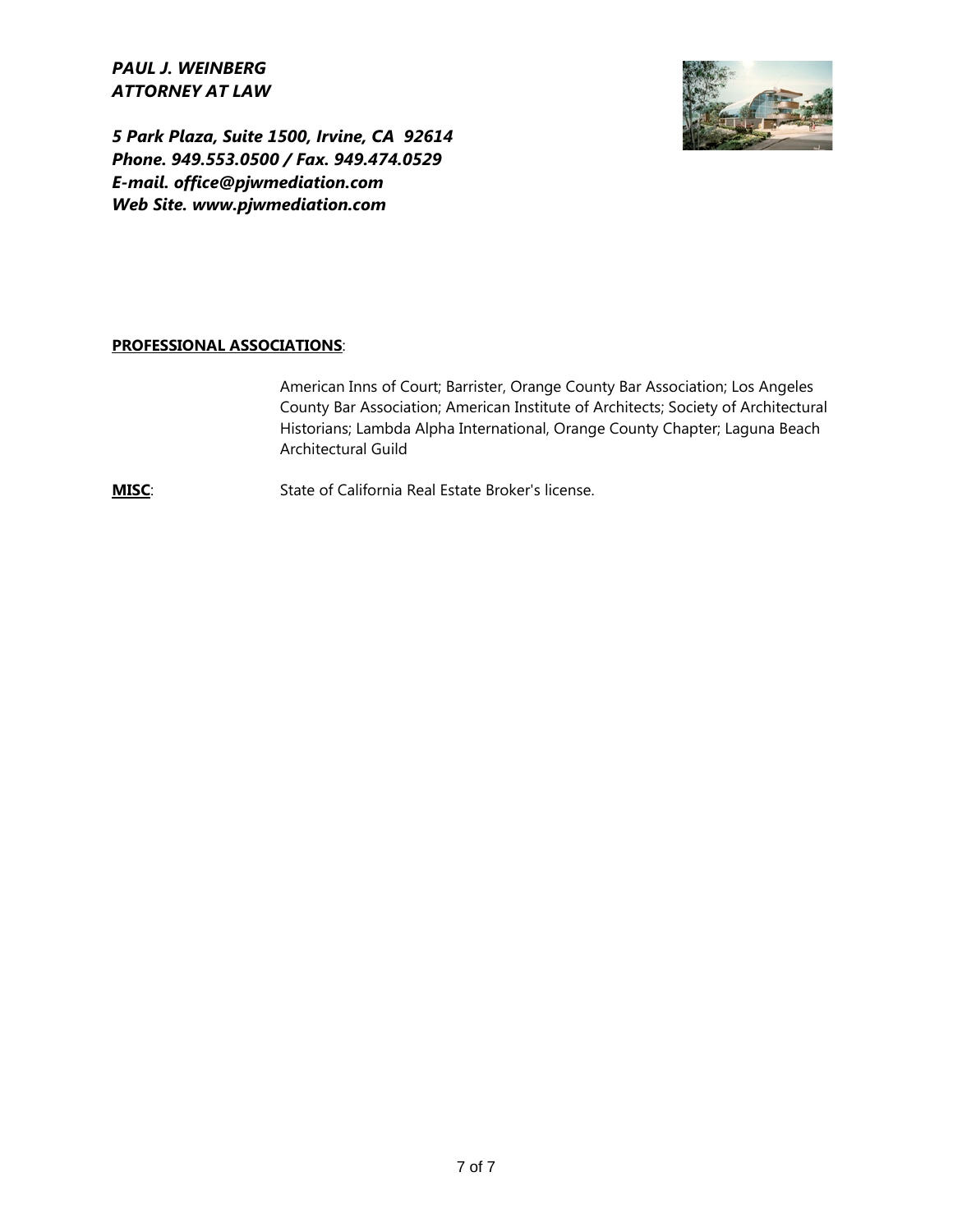***PAUL J. WEINBERG***
***ATTORNEY AT LAW***

***5 Park Plaza, Suite 1500, Irvine, CA  92614***
***Phone. 949.553.0500 / Fax. 949.474.0529***
***E-mail. office@pjwmediation.com***
***Web Site. www.pjwmediation.com***

**PROFESSIONAL ASSOCIATIONS**:

American Inns of Court; Barrister, Orange County Bar Association; Los Angeles County Bar Association; American Institute of Architects; Society of Architectural Historians; Lambda Alpha International, Orange County Chapter; Laguna Beach Architectural Guild

**MISC**: State of California Real Estate Broker's license.